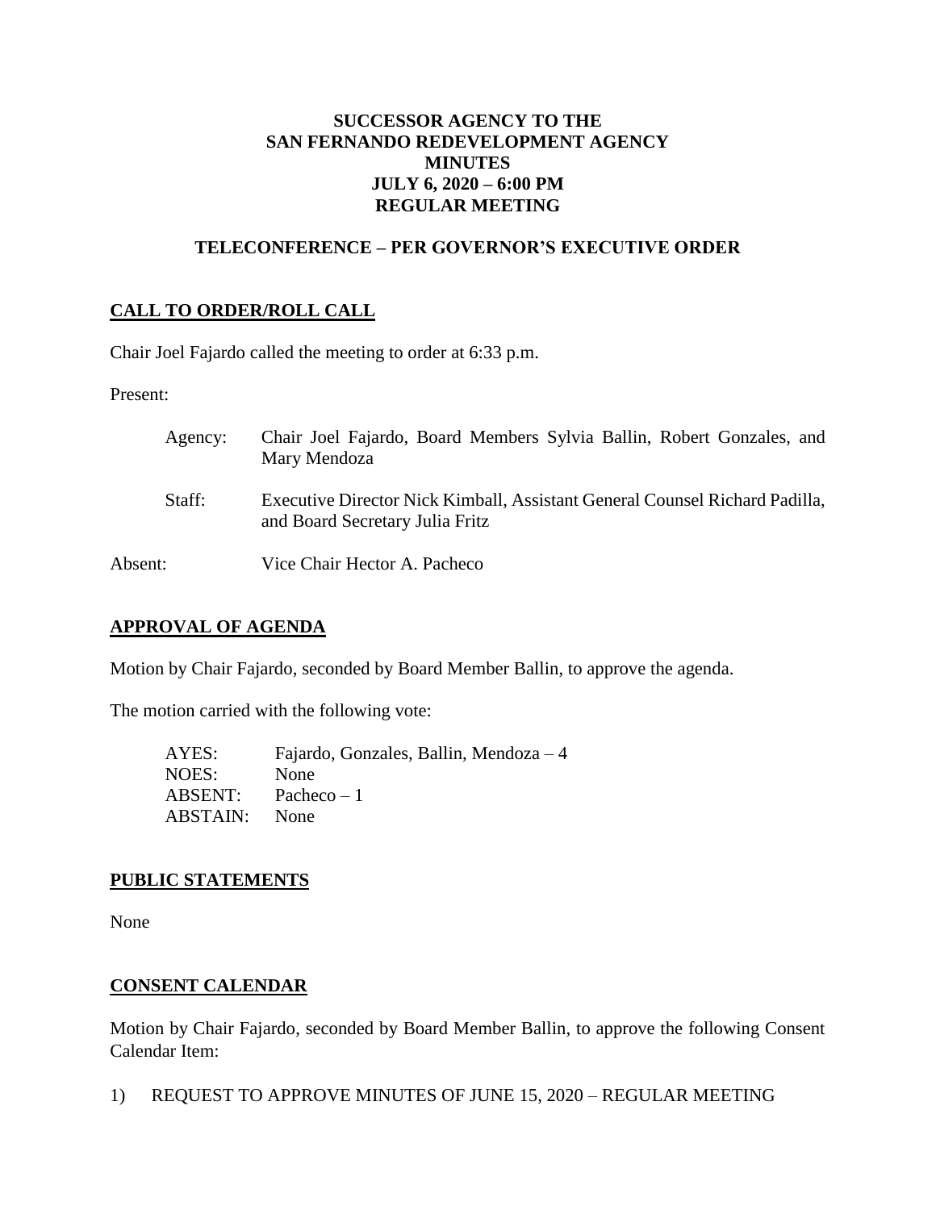**SUCCESSOR AGENCY TO THE**
**SAN FERNANDO REDEVELOPMENT AGENCY**
**MINUTES**
**JULY 6, 2020 – 6:00 PM**
**REGULAR MEETING**

**TELECONFERENCE – PER GOVERNOR'S EXECUTIVE ORDER**

## CALL TO ORDER/ROLL CALL

Chair Joel Fajardo called the meeting to order at 6:33 p.m.

Present:

Agency: Chair Joel Fajardo, Board Members Sylvia Ballin, Robert Gonzales, and Mary Mendoza

Staff: Executive Director Nick Kimball, Assistant General Counsel Richard Padilla, and Board Secretary Julia Fritz

Absent: Vice Chair Hector A. Pacheco

## APPROVAL OF AGENDA

Motion by Chair Fajardo, seconded by Board Member Ballin, to approve the agenda.

The motion carried with the following vote:

AYES: Fajardo, Gonzales, Ballin, Mendoza – 4
NOES: None
ABSENT: Pacheco – 1
ABSTAIN: None

## PUBLIC STATEMENTS

None

## CONSENT CALENDAR

Motion by Chair Fajardo, seconded by Board Member Ballin, to approve the following Consent Calendar Item:

1) REQUEST TO APPROVE MINUTES OF JUNE 15, 2020 – REGULAR MEETING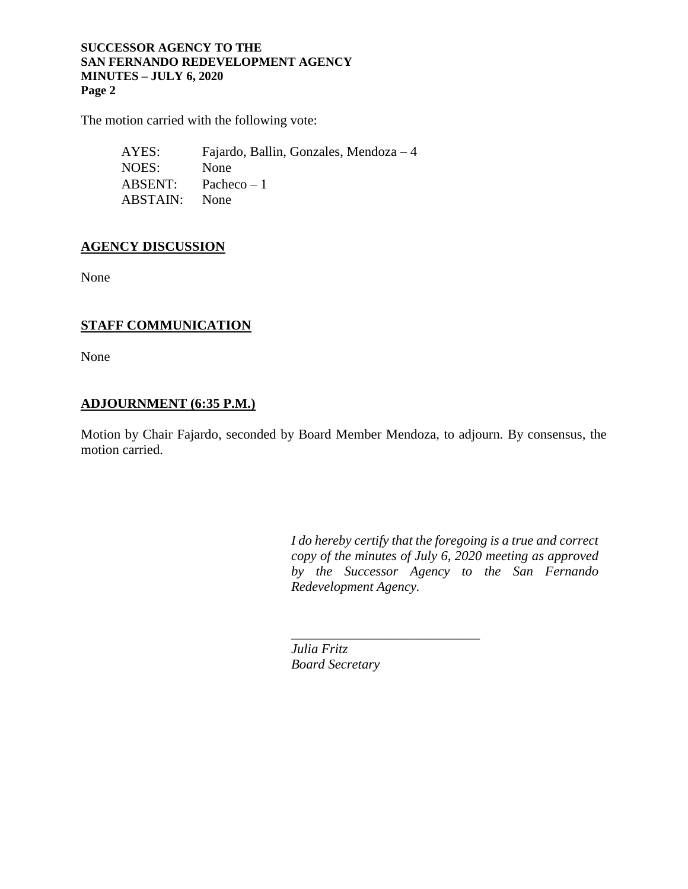The motion carried with the following vote:

| | |
|---|---|
| AYES: | Fajardo, Ballin, Gonzales, Mendoza – 4 |
| NOES: | None |
| ABSENT: | Pacheco – 1 |
| ABSTAIN: | None |

## AGENCY DISCUSSION

None

## STAFF COMMUNICATION

None

## ADJOURNMENT (6:35 P.M.)

Motion by Chair Fajardo, seconded by Board Member Mendoza, to adjourn. By consensus, the motion carried.

*I do hereby certify that the foregoing is a true and correct copy of the minutes of July 6, 2020 meeting as approved by the Successor Agency to the San Fernando Redevelopment Agency.*

\_\_\_\_\_\_\_\_\_\_\_\_\_\_\_\_\_\_\_\_\_\_\_\_\_\_\_\_\_\_

*Julia Fritz*
*Board Secretary*